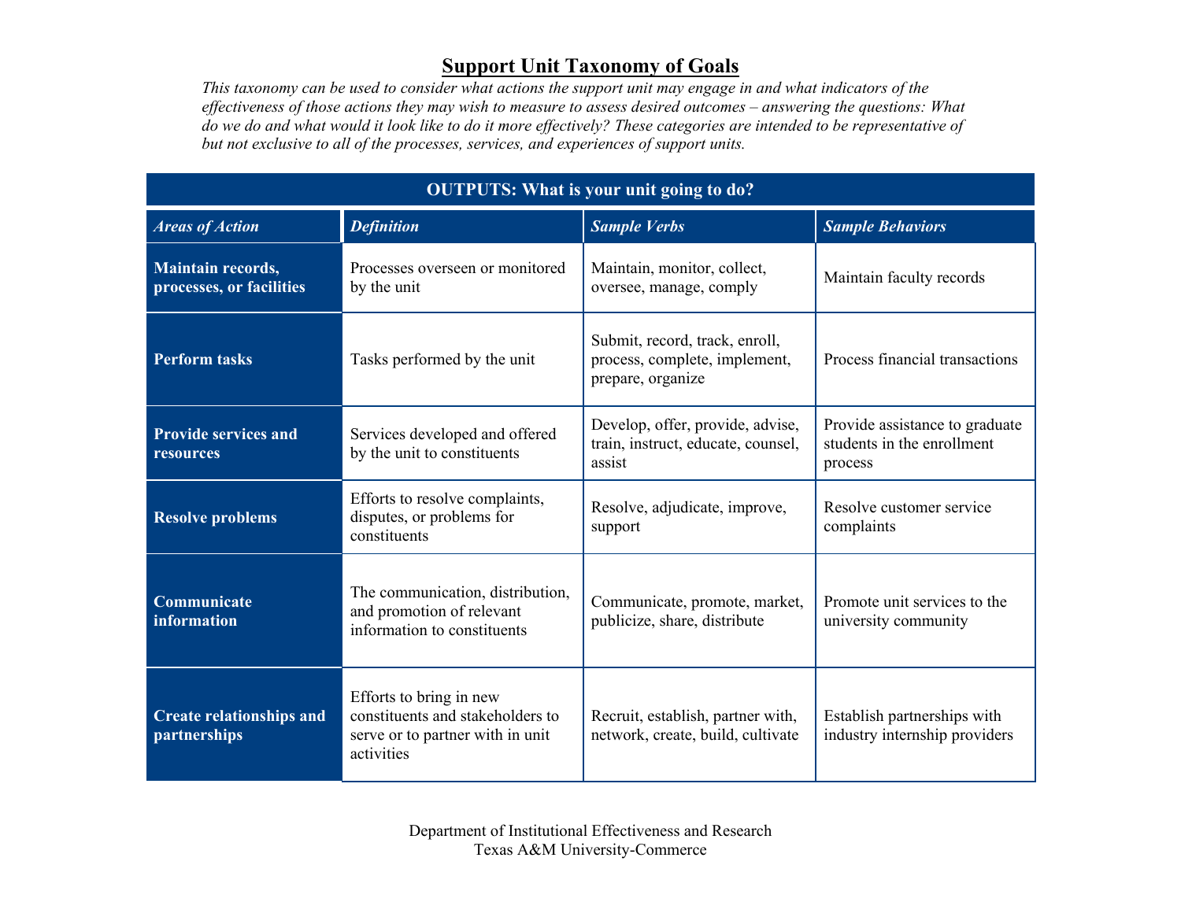# Support Unit Taxonomy of Goals

*This taxonomy can be used to consider what actions the support unit may engage in and what indicators of the effectiveness of those actions they may wish to measure to assess desired outcomes – answering the questions: What do we do and what would it look like to do it more effectively? These categories are intended to be representative of but not exclusive to all of the processes, services, and experiences of support units.*

| OUTPUTS: What is your unit going to do? | | | |
|---|---|---|---|
| ***Areas of Action*** | ***Definition*** | ***Sample Verbs*** | ***Sample Behaviors*** |
| **Maintain records, processes, or facilities** | Processes overseen or monitored by the unit | Maintain, monitor, collect, oversee, manage, comply | Maintain faculty records |
| **Perform tasks** | Tasks performed by the unit | Submit, record, track, enroll, process, complete, implement, prepare, organize | Process financial transactions |
| **Provide services and resources** | Services developed and offered by the unit to constituents | Develop, offer, provide, advise, train, instruct, educate, counsel, assist | Provide assistance to graduate students in the enrollment process |
| **Resolve problems** | Efforts to resolve complaints, disputes, or problems for constituents | Resolve, adjudicate, improve, support | Resolve customer service complaints |
| **Communicate information** | The communication, distribution, and promotion of relevant information to constituents | Communicate, promote, market, publicize, share, distribute | Promote unit services to the university community |
| **Create relationships and partnerships** | Efforts to bring in new constituents and stakeholders to serve or to partner with in unit activities | Recruit, establish, partner with, network, create, build, cultivate | Establish partnerships with industry internship providers |

Department of Institutional Effectiveness and Research
Texas A&M University-Commerce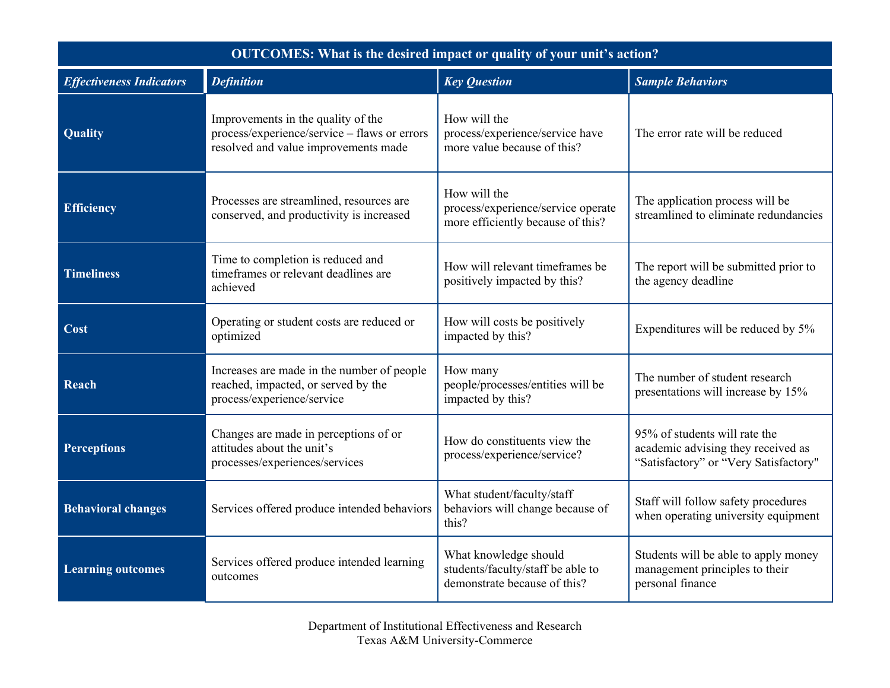| OUTCOMES: What is the desired impact or quality of your unit's action? | | | |
|---|---|---|---|
| ***Effectiveness Indicators*** | ***Definition*** | ***Key Question*** | ***Sample Behaviors*** |
| **Quality** | Improvements in the quality of the process/experience/service – flaws or errors resolved and value improvements made | How will the process/experience/service have more value because of this? | The error rate will be reduced |
| **Efficiency** | Processes are streamlined, resources are conserved, and productivity is increased | How will the process/experience/service operate more efficiently because of this? | The application process will be streamlined to eliminate redundancies |
| **Timeliness** | Time to completion is reduced and timeframes or relevant deadlines are achieved | How will relevant timeframes be positively impacted by this? | The report will be submitted prior to the agency deadline |
| **Cost** | Operating or student costs are reduced or optimized | How will costs be positively impacted by this? | Expenditures will be reduced by 5% |
| **Reach** | Increases are made in the number of people reached, impacted, or served by the process/experience/service | How many people/processes/entities will be impacted by this? | The number of student research presentations will increase by 15% |
| **Perceptions** | Changes are made in perceptions of or attitudes about the unit's processes/experiences/services | How do constituents view the process/experience/service? | 95% of students will rate the academic advising they received as "Satisfactory" or "Very Satisfactory" |
| **Behavioral changes** | Services offered produce intended behaviors | What student/faculty/staff behaviors will change because of this? | Staff will follow safety procedures when operating university equipment |
| **Learning outcomes** | Services offered produce intended learning outcomes | What knowledge should students/faculty/staff be able to demonstrate because of this? | Students will be able to apply money management principles to their personal finance |

Department of Institutional Effectiveness and Research
Texas A&M University-Commerce